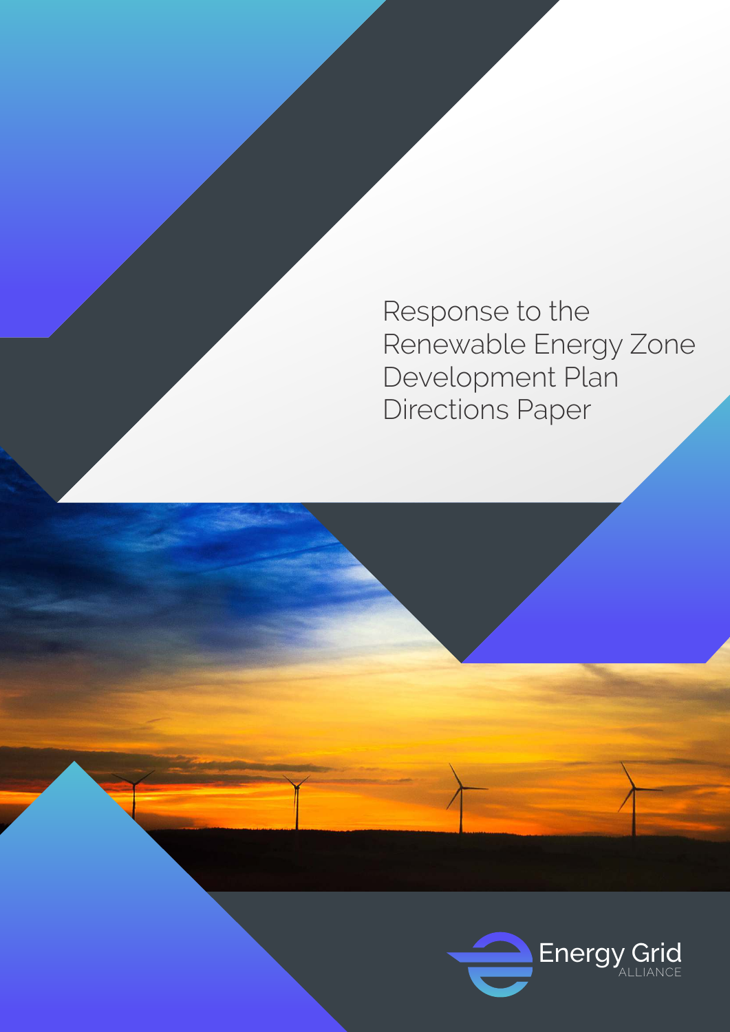# Response to the Renewable Energy Zone Development Plan Directions Paper

Energy Grid ALLIANCE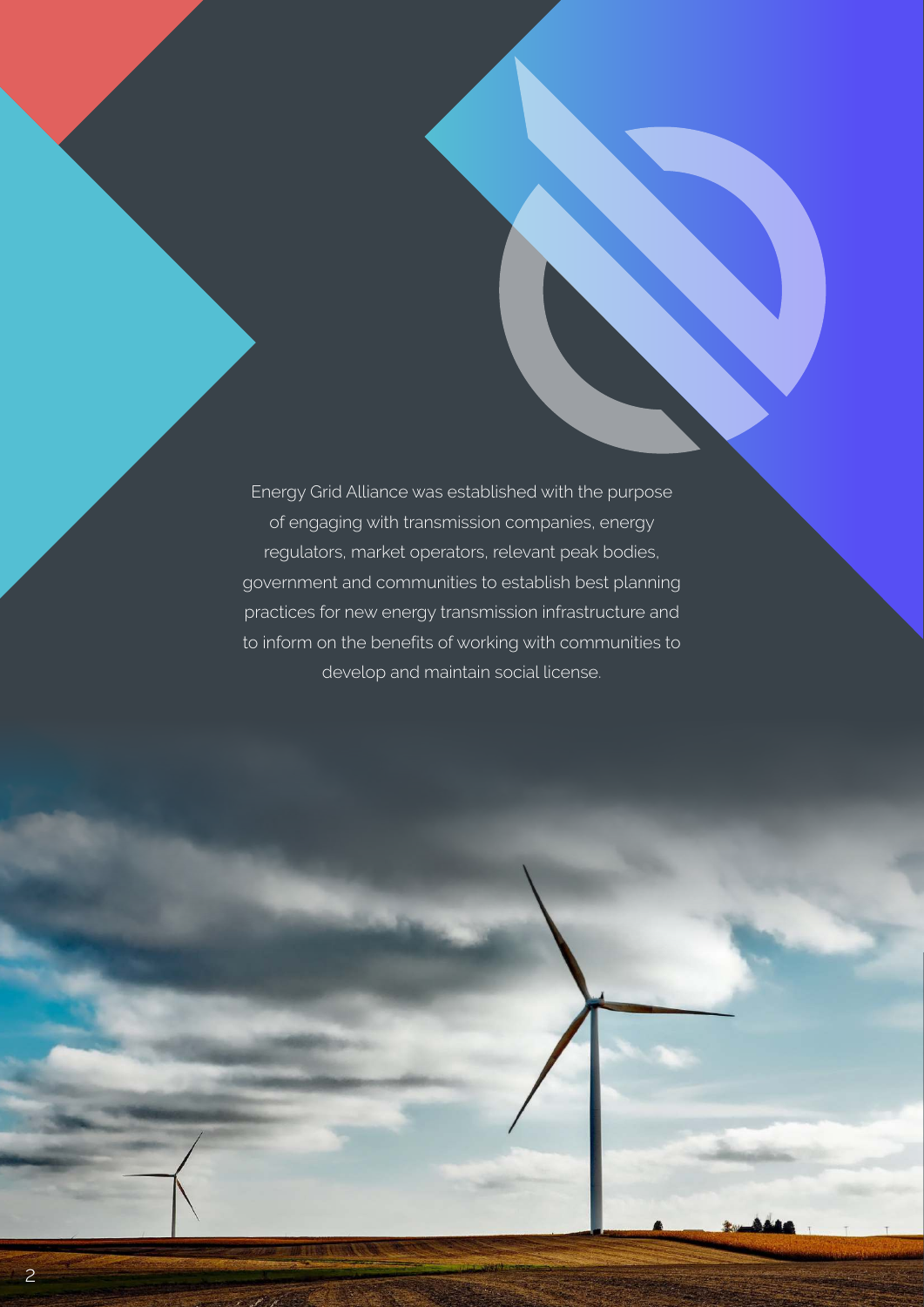Energy Grid Alliance was established with the purpose of engaging with transmission companies, energy regulators, market operators, relevant peak bodies, government and communities to establish best planning practices for new energy transmission infrastructure and to inform on the benefits of working with communities to develop and maintain social license.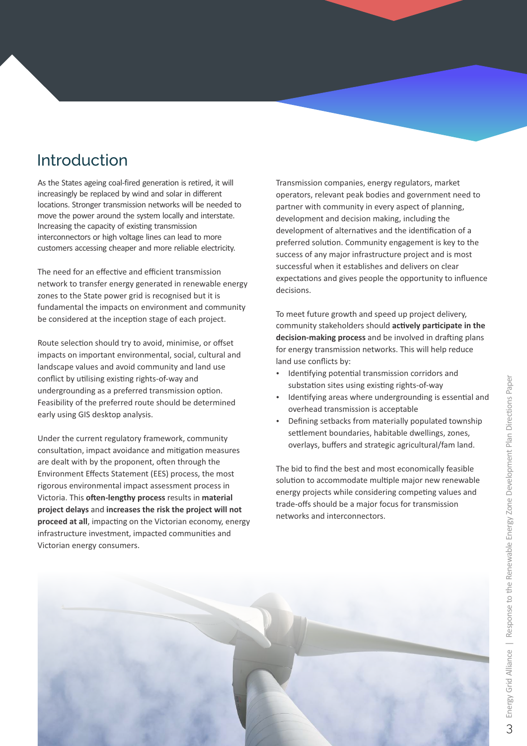# Introduction

As the States ageing coal-fired generation is retired, it will increasingly be replaced by wind and solar in different locations. Stronger transmission networks will be needed to move the power around the system locally and interstate. Increasing the capacity of existing transmission interconnectors or high voltage lines can lead to more customers accessing cheaper and more reliable electricity.

The need for an effective and efficient transmission network to transfer energy generated in renewable energy zones to the State power grid is recognised but it is fundamental the impacts on environment and community be considered at the inception stage of each project.

Route selection should try to avoid, minimise, or offset impacts on important environmental, social, cultural and landscape values and avoid community and land use conflict by utilising existing rights-of-way and undergrounding as a preferred transmission option. Feasibility of the preferred route should be determined early using GIS desktop analysis.

Under the current regulatory framework, community consultation, impact avoidance and mitigation measures are dealt with by the proponent, often through the Environment Effects Statement (EES) process, the most rigorous environmental impact assessment process in Victoria. This **often-lengthy process** results in **material project delays** and **increases the risk the project will not proceed at all**, impacting on the Victorian economy, energy infrastructure investment, impacted communities and Victorian energy consumers.

Transmission companies, energy regulators, market operators, relevant peak bodies and government need to partner with community in every aspect of planning, development and decision making, including the development of alternatives and the identification of a preferred solution. Community engagement is key to the success of any major infrastructure project and is most successful when it establishes and delivers on clear expectations and gives people the opportunity to influence decisions.

To meet future growth and speed up project delivery, community stakeholders should **actively participate in the decision-making process** and be involved in drafting plans for energy transmission networks. This will help reduce land use conflicts by:

- Identifying potential transmission corridors and substation sites using existing rights-of-way
- Identifying areas where undergrounding is essential and overhead transmission is acceptable
- Defining setbacks from materially populated township settlement boundaries, habitable dwellings, zones, overlays, buffers and strategic agricultural/fam land.

The bid to find the best and most economically feasible solution to accommodate multiple major new renewable energy projects while considering competing values and trade-offs should be a major focus for transmission networks and interconnectors.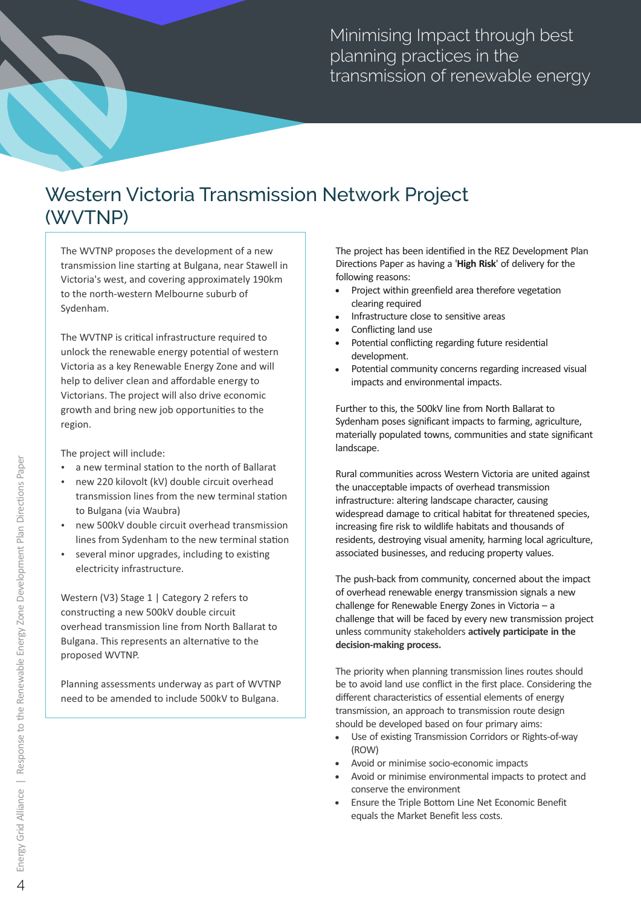# Western Victoria Transmission Network Project (WVTNP)

The WVTNP proposes the development of a new transmission line starting at Bulgana, near Stawell in Victoria's west, and covering approximately 190km to the north-western Melbourne suburb of Sydenham.

The WVTNP is critical infrastructure required to unlock the renewable energy potential of western Victoria as a key Renewable Energy Zone and will help to deliver clean and affordable energy to Victorians. The project will also drive economic growth and bring new job opportunities to the region.

The project will include:

- a new terminal station to the north of Ballarat
- new 220 kilovolt (kV) double circuit overhead transmission lines from the new terminal station to Bulgana (via Waubra)
- new 500kV double circuit overhead transmission lines from Sydenham to the new terminal station
- several minor upgrades, including to existing electricity infrastructure.

Western (V3) Stage 1 | Category 2 refers to constructing a new 500kV double circuit overhead transmission line from North Ballarat to Bulgana. This represents an alternative to the proposed WVTNP.

Planning assessments underway as part of WVTNP need to be amended to include 500kV to Bulgana.

The project has been identified in the REZ Development Plan Directions Paper as having a '**High Risk**' of delivery for the following reasons:

- Project within greenfield area therefore vegetation clearing required
- Infrastructure close to sensitive areas
- Conflicting land use
- Potential conflicting regarding future residential development.
- Potential community concerns regarding increased visual impacts and environmental impacts.

Further to this, the 500kV line from North Ballarat to Sydenham poses significant impacts to farming, agriculture, materially populated towns, communities and state significant landscape.

Rural communities across Western Victoria are united against the unacceptable impacts of overhead transmission infrastructure: altering landscape character, causing widespread damage to critical habitat for threatened species, increasing fire risk to wildlife habitats and thousands of residents, destroying visual amenity, harming local agriculture, associated businesses, and reducing property values.

The push-back from community, concerned about the impact of overhead renewable energy transmission signals a new challenge for Renewable Energy Zones in Victoria – a challenge that will be faced by every new transmission project unless community stakeholders **actively participate in the decision-making process.**

The priority when planning transmission lines routes should be to avoid land use conflict in the first place. Considering the different characteristics of essential elements of energy transmission, an approach to transmission route design should be developed based on four primary aims:

- Use of existing Transmission Corridors or Rights-of-way (ROW)
- Avoid or minimise socio-economic impacts
- Avoid or minimise environmental impacts to protect and conserve the environment
- Ensure the Triple Bottom Line Net Economic Benefit equals the Market Benefit less costs.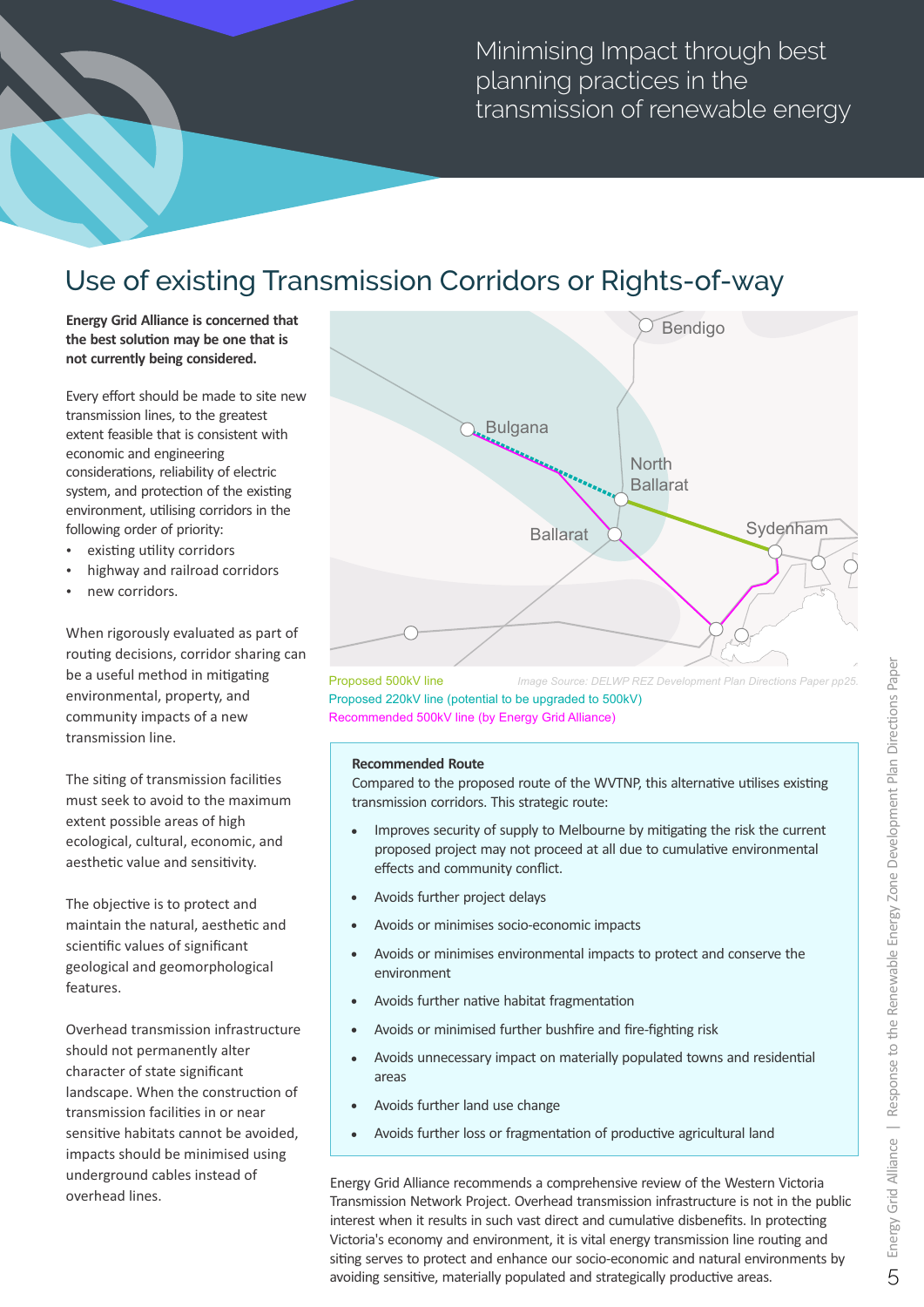# Minimising Impact through best planning practices in the transmission of renewable energy

## Use of existing Transmission Corridors or Rights-of-way

**Energy Grid Alliance is concerned that the best solution may be one that is not currently being considered.**

Every effort should be made to site new transmission lines, to the greatest extent feasible that is consistent with economic and engineering considerations, reliability of electric system, and protection of the existing environment, utilising corridors in the following order of priority:

- existing utility corridors
- highway and railroad corridors
- new corridors.

When rigorously evaluated as part of routing decisions, corridor sharing can be a useful method in mitigating environmental, property, and community impacts of a new transmission line.

The siting of transmission facilities must seek to avoid to the maximum extent possible areas of high ecological, cultural, economic, and aesthetic value and sensitivity.

The objective is to protect and maintain the natural, aesthetic and scientific values of significant geological and geomorphological features.

Overhead transmission infrastructure should not permanently alter character of state significant landscape. When the construction of transmission facilities in or near sensitive habitats cannot be avoided, impacts should be minimised using underground cables instead of overhead lines.

Bendigo
Bulgana
North Ballarat
Ballarat
Sydenham

Proposed 500kV line
Proposed 220kV line (potential to be upgraded to 500kV)
Recommended 500kV line (by Energy Grid Alliance)

*Image Source: DELWP REZ Development Plan Directions Paper pp25.*

**Recommended Route**

Compared to the proposed route of the WVTNP, this alternative utilises existing transmission corridors. This strategic route:

- Improves security of supply to Melbourne by mitigating the risk the current proposed project may not proceed at all due to cumulative environmental effects and community conflict.
- Avoids further project delays
- Avoids or minimises socio-economic impacts
- Avoids or minimises environmental impacts to protect and conserve the environment
- Avoids further native habitat fragmentation
- Avoids or minimised further bushfire and fire-fighting risk
- Avoids unnecessary impact on materially populated towns and residential areas
- Avoids further land use change
- Avoids further loss or fragmentation of productive agricultural land

Energy Grid Alliance recommends a comprehensive review of the Western Victoria Transmission Network Project. Overhead transmission infrastructure is not in the public interest when it results in such vast direct and cumulative disbenefits. In protecting Victoria's economy and environment, it is vital energy transmission line routing and siting serves to protect and enhance our socio-economic and natural environments by avoiding sensitive, materially populated and strategically productive areas.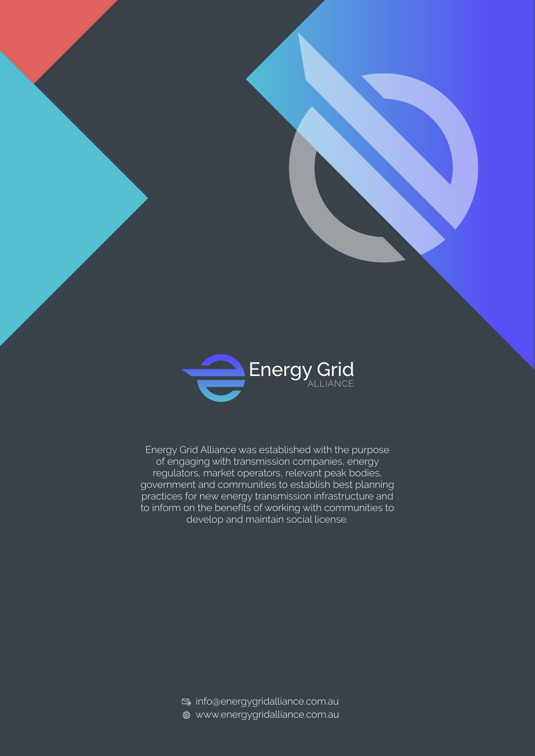Energy Grid
ALLIANCE

Energy Grid Alliance was established with the purpose of engaging with transmission companies, energy regulators, market operators, relevant peak bodies, government and communities to establish best planning practices for new energy transmission infrastructure and to inform on the benefits of working with communities to develop and maintain social license.

info@energygridalliance.com.au
www.energygridalliance.com.au